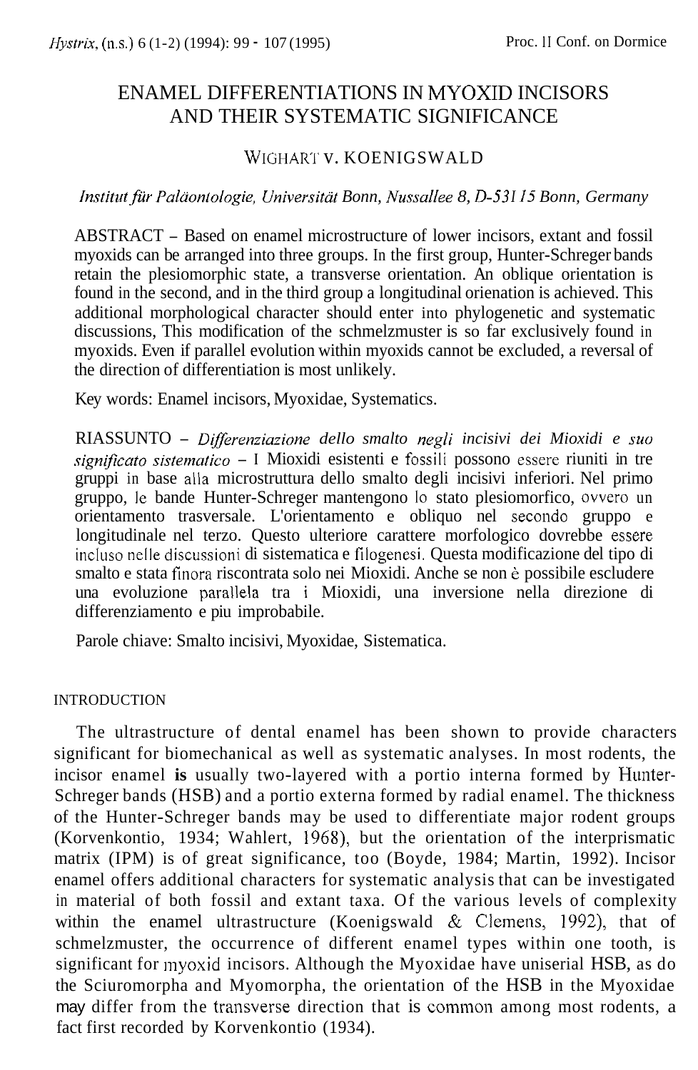# ENAMEL DIFFERENTIATIONS IN MYOXID INCISORS AND THEIR SYSTEMATIC SIGNIFICANCE

WIGHART V. KOENIGSWALD

*Institut für Paläontologie, Universität Bonn, Nussallee 8, D-53115 Bonn, Germany*

ABSTRACT – Based on enamel microstructure of lower incisors, extant and fossil myoxids can be arranged into three groups. In the first group, Hunter-Schreger bands retain the plesiomorphic state, a transverse orientation. An oblique orientation is found in the second, and in the third group a longitudinal orienation is achieved. This additional morphological character should enter into phylogenetic and systematic discussions, This modification of the schmelzmuster is so far exclusively found in myoxids. Even if parallel evolution within myoxids cannot be excluded, a reversal of the direction of differentiation is most unlikely.

Key words: Enamel incisors, Myoxidae, Systematics.

RIASSUNTO – *Differenziazione dello smalto negli incisivi dei Mioxidi e suo significato sistematico* – I Mioxidi esistenti e fossili possono essere riuniti in tre gruppi in base alla microstruttura dello smalto degli incisivi inferiori. Nel primo gruppo, le bande Hunter-Schreger mantengono lo stato plesiomorfico, ovvero un orientamento trasversale. L'orientamento e obliquo nel secondo gruppo e longitudinale nel terzo. Questo ulteriore carattere morfologico dovrebbe essere incluso nelle discussioni di sistematica e filogenesi. Questa modificazione del tipo di smalto e stata finora riscontrata solo nei Mioxidi. Anche se non è possibile escludere una evoluzione parallela tra i Mioxidi, una inversione nella direzione di differenziamento e piu improbabile.

Parole chiave: Smalto incisivi, Myoxidae, Sistematica.

## INTRODUCTION

The ultrastructure of dental enamel has been shown to provide characters significant for biomechanical as well as systematic analyses. In most rodents, the incisor enamel **is** usually two-layered with a portio interna formed by Hunter-Schreger bands (HSB) and a portio externa formed by radial enamel. The thickness of the Hunter-Schreger bands may be used to differentiate major rodent groups (Korvenkontio, 1934; Wahlert, 1968), but the orientation of the interprismatic matrix (IPM) is of great significance, too (Boyde, 1984; Martin, 1992). Incisor enamel offers additional characters for systematic analysis that can be investigated in material of both fossil and extant taxa. Of the various levels of complexity within the enamel ultrastructure (Koenigswald & Clemens, 1992), that of schmelzmuster, the occurrence of different enamel types within one tooth, is significant for myoxid incisors. Although the Myoxidae have uniserial HSB, as do the Sciuromorpha and Myomorpha, the orientation of the HSB in the Myoxidae may differ from the transverse direction that is common among most rodents, a fact first recorded by Korvenkontio (1934).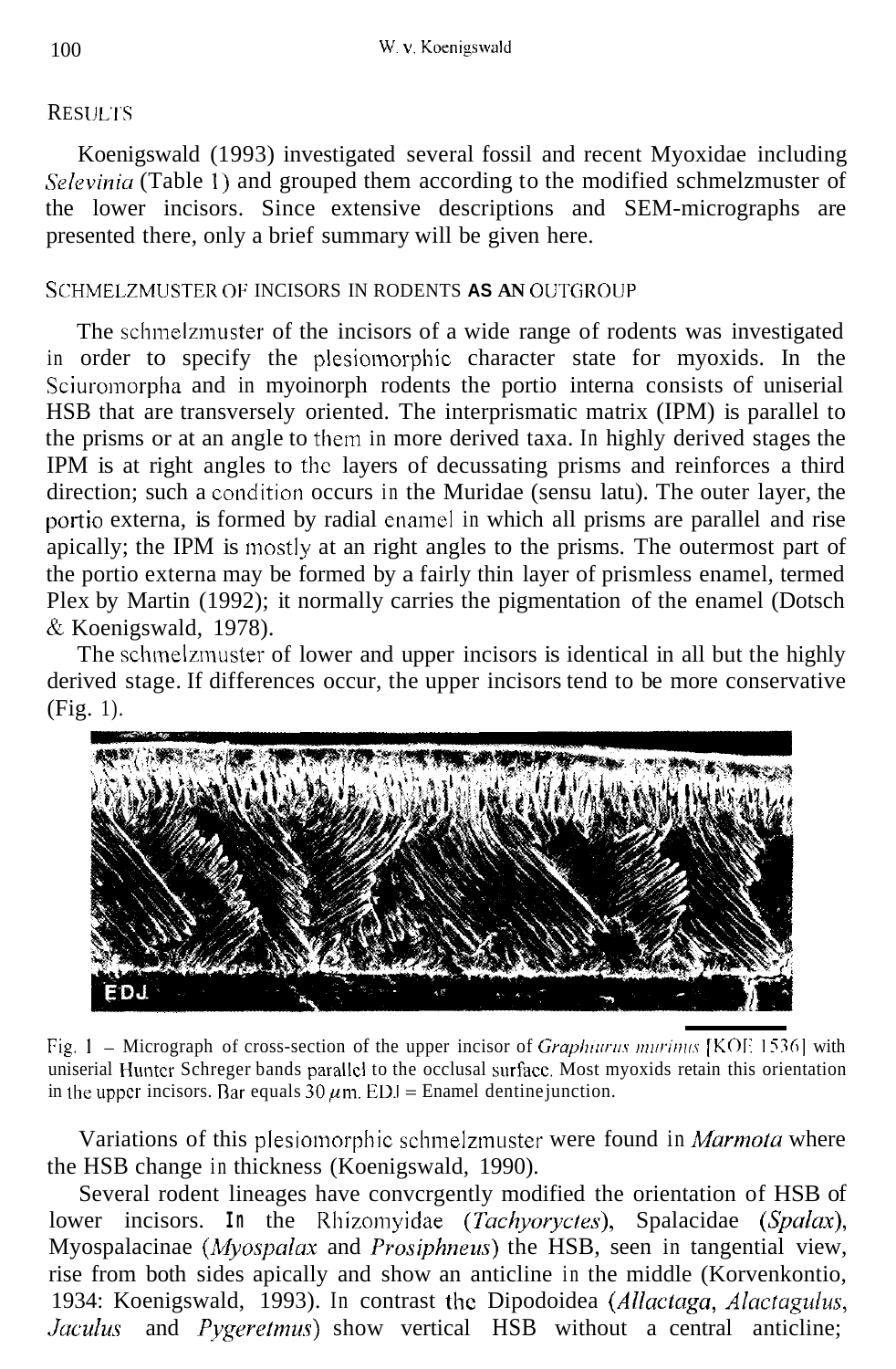## RESULTS

Koenigswald (1993) investigated several fossil and recent Myoxidae including *Selevinia* (Table 1) and grouped them according to the modified schmelzmuster of the lower incisors. Since extensive descriptions and SEM-micrographs are presented there, only a brief summary will be given here.

### SCHMELZMUSTER OF INCISORS IN RODENTS AS AN OUTGROUP

The schmelzmuster of the incisors of a wide range of rodents was investigated in order to specify the plesiomorphic character state for myoxids. In the Sciuromorpha and in myomorph rodents the portio interna consists of uniserial HSB that are transversely oriented. The interprismatic matrix (IPM) is parallel to the prisms or at an angle to them in more derived taxa. In highly derived stages the IPM is at right angles to the layers of decussating prisms and reinforces a third direction; such a condition occurs in the Muridae (sensu latu). The outer layer, the portio externa, is formed by radial enamel in which all prisms are parallel and rise apically; the IPM is mostly at an right angles to the prisms. The outermost part of the portio externa may be formed by a fairly thin layer of prismless enamel, termed Plex by Martin (1992); it normally carries the pigmentation of the enamel (Dotsch & Koenigswald, 1978).

The schmelzmuster of lower and upper incisors is identical in all but the highly derived stage. If differences occur, the upper incisors tend to be more conservative (Fig. 1).

Fig. 1 – Micrograph of cross-section of the upper incisor of *Graphiurus murinus* [KOE 1536] with uniserial Hunter Schreger bands parallel to the occlusal surface. Most myoxids retain this orientation in the upper incisors. Bar equals 30 $\mu$m. EDJ = Enamel dentine junction.

Variations of this plesiomorphic schmelzmuster were found in *Marmota* where the HSB change in thickness (Koenigswald, 1990).

Several rodent lineages have convergently modified the orientation of HSB of lower incisors. In the Rhizomyidae (*Tachyoryctes*), Spalacidae (*Spalax*), Myospalacinae (*Myospalax* and *Prosiphneus*) the HSB, seen in tangential view, rise from both sides apically and show an anticline in the middle (Korvenkontio, 1934: Koenigswald, 1993). In contrast the Dipodoidea (*Allactaga*, *Alactagulus*, *Jaculus* and *Pygeretmus*) show vertical HSB without a central anticline;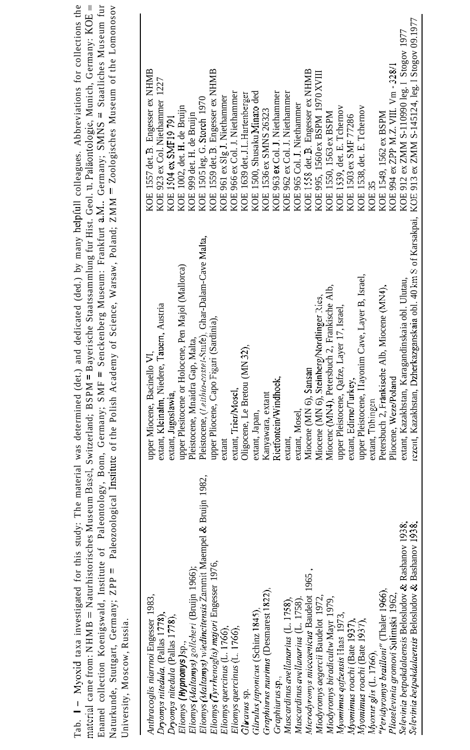Tab. 1 – Myoxid taxa investigated for this study: The material was determined (det.) and dedicated (ded.) by many helpfull colleagues. Abbreviations for collections the material came from: NHMB = Naturhistorisches Museum Basel, Switzerland; BSPM = Bayerische Staatssammlung fur Hist. Geol. u. Paläontologie, Munich, Germany: KOE = Enamel collection Koenigswald, Institute of Paleontology, Bonn, Germany; SMF = Senckenberg Museum: Frankfurt a.M.. Germany; SMNS = Staatliches Museum fur Naturkunde, Stuttgart, Germany; ZPP = Paleozoological Institute of the Polish Academy of Science, Warsaw, Poland; ZMM = Zoologisches Museum of the Lomonosov University, Moscow, Russia.

| Taxon | Age, locality | Collection |
|---|---|---|
| *Anthracoglis niarroi* Engesser 1983, | upper Miocene, Baccinello V1, | KOE 1557 det. B. Engesser ex NHMB |
| *Dryomys nitedula* (Pallas 1778), | extant, Kleinalm, Niedere Tauern, Austria | KOE 923 ex Col. Niethammer 1227 |
| *Dryomys nitedula* (Pallas 1778), | extant, Jugoslawia, | KOE 1504 ex SMF19 791 |
| *Eliomys* (*Hypnomys*) sp., | upper Plesitocene or Holocene, Pen Majol (Mallorca) | KOE 1002, det. H. de Bruijn |
| *Eliomys* (*Maltamys*) *gollcheri* (Bruijn 1966); | Pleistocene, Mnaidra Gap, Malta, | KOE 999 det. H. de Bruijn |
| *Eliomys* (*Maltamys*) *wiedincitensis* Zammit Maempel & Bruijn 1982, | Pleistocene, (*Leithia-cartei*-Stufe), Ghar-Dalam-Cave Malta, | KOE 1505 leg. G. Storch 1970 |
| *Eliomys* (*Tyrrhenoglis*) *majori* Engesser 1976, | upper Pliocene, Capo Figari (Sardinia), | KOE 1559 det. B. Engesser ex NHMB |
| *Eliomys quercinus* (L. 1766), | extant | KOE 961 ex Slg J. Niethammer |
| *Eliomys quercinus* (L. 1766), | extant, Trier/Mosel, | KOE 966 ex Col. J. Niethammer |
| *Glirulus* sp. | Oligocene, Le Bretou (MN 32), | KOE 1639 det. J.L.Hartenberger |
| *Glirulus japonicus* (Schinz 1845), | extant, Japan, | KOE 1500, Shusaku Minato ded |
| *Graphiurus murinus* (Desmarest 1822), | Kanyawara, extant | KOE 1536 ex SMNS 26323 |
| *Graphiurus* sp., | Rietfontein/Windhoek, | KOE 963 ex Col. J. Niethammer |
| *Muscardinus avellanarius* (L. 1758), | extant, | KOE 962 ex Col. J. Niethammer |
| *Muscardinus avellanarius* (L. 1758), | extant, Mosel, | KOE 965 Col. J. Niethammer |
| *Microdyromys miocaenicus* Baudelot 1965, | Miocene (MN 6), Sansan | KOE 1558 det. B. Engesser ex NHMB |
| *Miodyromys aegercii* Baudelot 1972, | Miocene (MN 6), Steinberg/Nördlinger Ries, | KOE 995, 1560 ex BSPM 1970 XVIII |
| *Miodyromys biradiculus* Mayr 1979, | Miocene (MN4), Petersbuch 2, Frankische Alb, | KOE 1550, 1563 ex BSPM |
| *Myomimus qafzensis* Haas 1973, | upper Pleistocene, Qafze, Layer 17, Israel, | KOE 1539, det. E. Tchernov |
| *Myomimus roachi* (Bate 1937), | extant, Edirne/Turkey, | KOE 1503 ex SMF 77286 |
| *Myomimus roachi* (Bate 1937), | upper Pleistocene, Hayonim Cave, Layer B, Israel, | KOE 1538, det. E. Tchernov |
| *Myoxus glis* (L. 1766), | extant, Tübingen | KOE 35 |
| "*Peridyromys brailloni*" (Thaler 1966), | Petersbuch 2, Fränkische Alb, Miocene (MN4), | KOE 1549, 1562 ex BSPM |
| *Plioselevinia gromovi* Sulimski 1962, | Pliocene, Weze/Poland | KOE 994 ex ZPP M.Z. VIII. Vm - 328/1 |
| *Selevinia betpakdalaensis* Belosludov & Bashanov 1938, | extant, Kazakhstan, Karagandinskaia obl. Ulutau, | KOE 912 ex ZMM S-110990 leg. I Stogov 1977 |
| *Selevinia betpakdalaensis* Belosludov & Bashanov 1938, | rezent, Kazakhstan, Dzhezkazganskaia obl. 40 km S of Karsakpai, | KOE 913 ex ZMM S-145124, leg. I Stogov 09.1977 |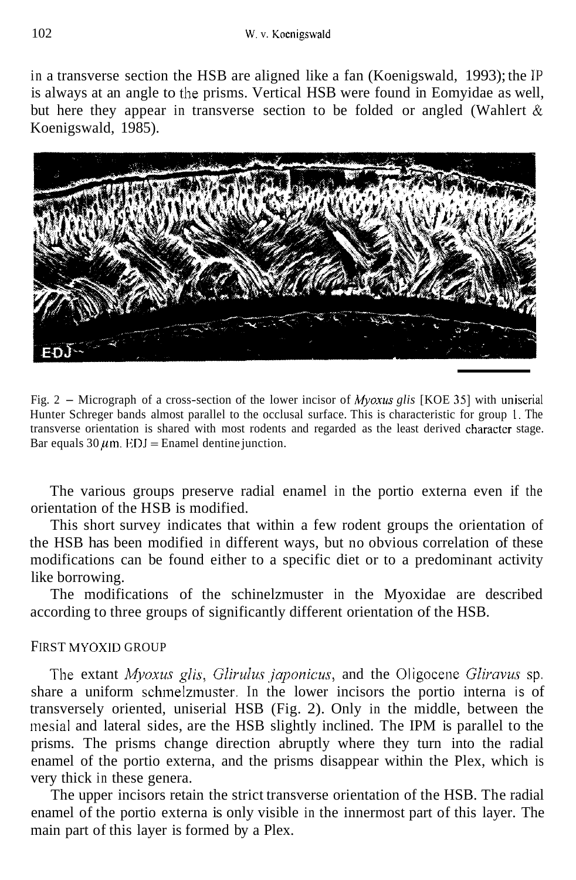in a transverse section the HSB are aligned like a fan (Koenigswald, 1993); the IP is always at an angle to the prisms. Vertical HSB were found in Eomyidae as well, but here they appear in transverse section to be folded or angled (Wahlert & Koenigswald, 1985).

Fig. 2 – Micrograph of a cross-section of the lower incisor of *Myoxus glis* [KOE 35] with uniserial Hunter Schreger bands almost parallel to the occlusal surface. This is characteristic for group 1. The transverse orientation is shared with most rodents and regarded as the least derived character stage. Bar equals 30 $\mu$m. EDJ = Enamel dentine junction.

The various groups preserve radial enamel in the portio externa even if the orientation of the HSB is modified.

This short survey indicates that within a few rodent groups the orientation of the HSB has been modified in different ways, but no obvious correlation of these modifications can be found either to a specific diet or to a predominant activity like borrowing.

The modifications of the schinelzmuster in the Myoxidae are described according to three groups of significantly different orientation of the HSB.

## FIRST MYOXID GROUP

The extant *Myoxus glis*, *Glirulus japonicus*, and the Oligocene *Gliravus* sp. share a uniform schmelzmuster. In the lower incisors the portio interna is of transversely oriented, uniserial HSB (Fig. 2). Only in the middle, between the mesial and lateral sides, are the HSB slightly inclined. The IPM is parallel to the prisms. The prisms change direction abruptly where they turn into the radial enamel of the portio externa, and the prisms disappear within the Plex, which is very thick in these genera.

The upper incisors retain the strict transverse orientation of the HSB. The radial enamel of the portio externa is only visible in the innermost part of this layer. The main part of this layer is formed by a Plex.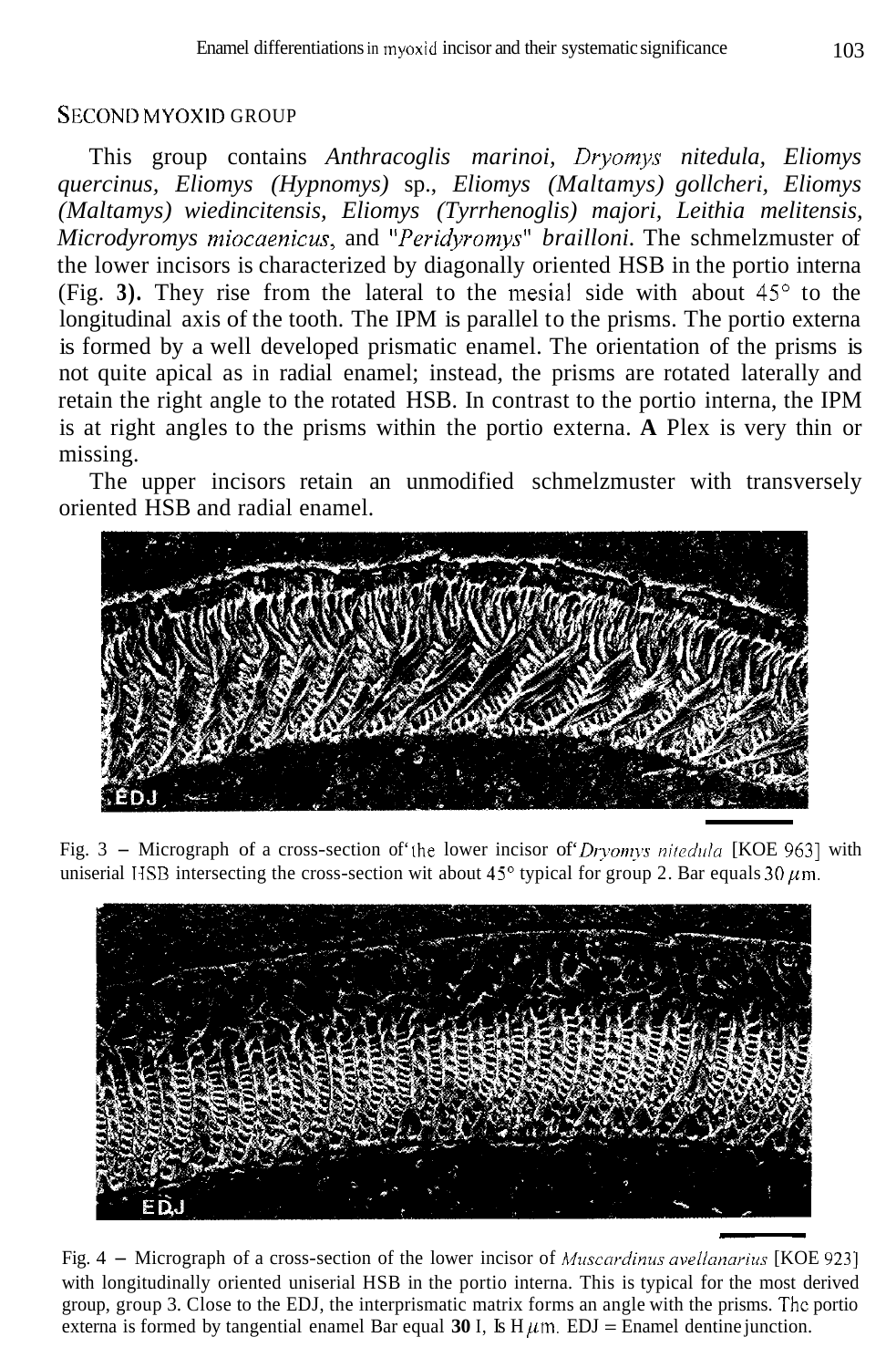## SECOND MYOXID GROUP

This group contains *Anthracoglis marinoi, Dryomys nitedula, Eliomys quercinus, Eliomys (Hypnomys)* sp., *Eliomys (Maltamys) gollcheri, Eliomys (Maltamys) wiedincitensis, Eliomys (Tyrrhenoglis) majori, Leithia melitensis, Microdyromys miocaenicus*, and *"Peridyromys" brailloni*. The schmelzmuster of the lower incisors is characterized by diagonally oriented HSB in the portio interna (Fig. **3**). They rise from the lateral to the mesial side with about 45° to the longitudinal axis of the tooth. The IPM is parallel to the prisms. The portio externa is formed by a well developed prismatic enamel. The orientation of the prisms is not quite apical as in radial enamel; instead, the prisms are rotated laterally and retain the right angle to the rotated HSB. In contrast to the portio interna, the IPM is at right angles to the prisms within the portio externa. **A** Plex is very thin or missing.

The upper incisors retain an unmodified schmelzmuster with transversely oriented HSB and radial enamel.

Fig. 3 – Micrograph of a cross-section of the lower incisor of *Dryomys nitedula* [KOE 963] with uniserial HSB intersecting the cross-section wit about 45° typical for group 2. Bar equals 30 $\mu$m.

Fig. 4 – Micrograph of a cross-section of the lower incisor of *Muscardinus avellanarius* [KOE 923] with longitudinally oriented uniserial HSB in the portio interna. This is typical for the most derived group, group 3. Close to the EDJ, the interprismatic matrix forms an angle with the prisms. The portio externa is formed by tangential enamel Bar equal **30** I, Is H $\mu$m. EDJ = Enamel dentine junction.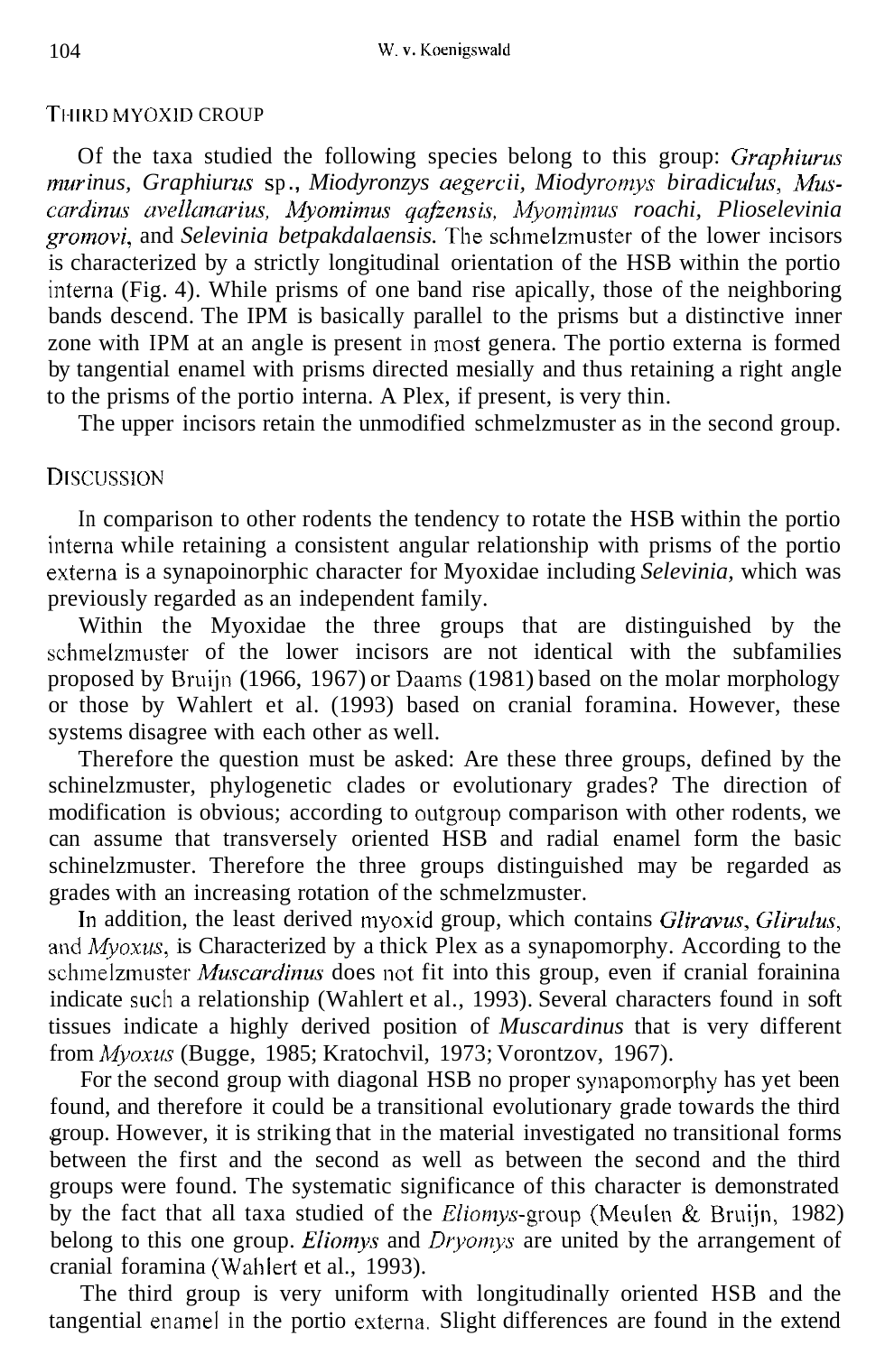### THIRD MYOXID GROUP

Of the taxa studied the following species belong to this group: *Graphiurus murinus*, *Graphiurus* sp., *Miodyronzys aegercii*, *Miodyromys biradiculus*, *Muscardinus avellanarius*, *Myomimus qafzensis*, *Myomimus roachi*, *Plioselevinia gromovi*, and *Selevinia betpakdalaensis*. The schmelzmuster of the lower incisors is characterized by a strictly longitudinal orientation of the HSB within the portio interna (Fig. 4). While prisms of one band rise apically, those of the neighboring bands descend. The IPM is basically parallel to the prisms but a distinctive inner zone with IPM at an angle is present in most genera. The portio externa is formed by tangential enamel with prisms directed mesially and thus retaining a right angle to the prisms of the portio interna. A Plex, if present, is very thin.

The upper incisors retain the unmodified schmelzmuster as in the second group.

## DISCUSSION

In comparison to other rodents the tendency to rotate the HSB within the portio interna while retaining a consistent angular relationship with prisms of the portio externa is a synapoinorphic character for Myoxidae including *Selevinia*, which was previously regarded as an independent family.

Within the Myoxidae the three groups that are distinguished by the schmelzmuster of the lower incisors are not identical with the subfamilies proposed by Bruijn (1966, 1967) or Daams (1981) based on the molar morphology or those by Wahlert et al. (1993) based on cranial foramina. However, these systems disagree with each other as well.

Therefore the question must be asked: Are these three groups, defined by the schinelzmuster, phylogenetic clades or evolutionary grades? The direction of modification is obvious; according to outgroup comparison with other rodents, we can assume that transversely oriented HSB and radial enamel form the basic schinelzmuster. Therefore the three groups distinguished may be regarded as grades with an increasing rotation of the schmelzmuster.

In addition, the least derived myoxid group, which contains *Gliravus*, *Glirulus*, and *Myoxus*, is Characterized by a thick Plex as a synapomorphy. According to the schmelzmuster *Muscardinus* does not fit into this group, even if cranial forainina indicate such a relationship (Wahlert et al., 1993). Several characters found in soft tissues indicate a highly derived position of *Muscardinus* that is very different from *Myoxus* (Bugge, 1985; Kratochvil, 1973; Vorontzov, 1967).

For the second group with diagonal HSB no proper synapomorphy has yet been found, and therefore it could be a transitional evolutionary grade towards the third group. However, it is striking that in the material investigated no transitional forms between the first and the second as well as between the second and the third groups were found. The systematic significance of this character is demonstrated by the fact that all taxa studied of the *Eliomys*-group (Meulen & Bruijn, 1982) belong to this one group. *Eliomys* and *Dryomys* are united by the arrangement of cranial foramina (Wahlert et al., 1993).

The third group is very uniform with longitudinally oriented HSB and the tangential enamel in the portio externa. Slight differences are found in the extend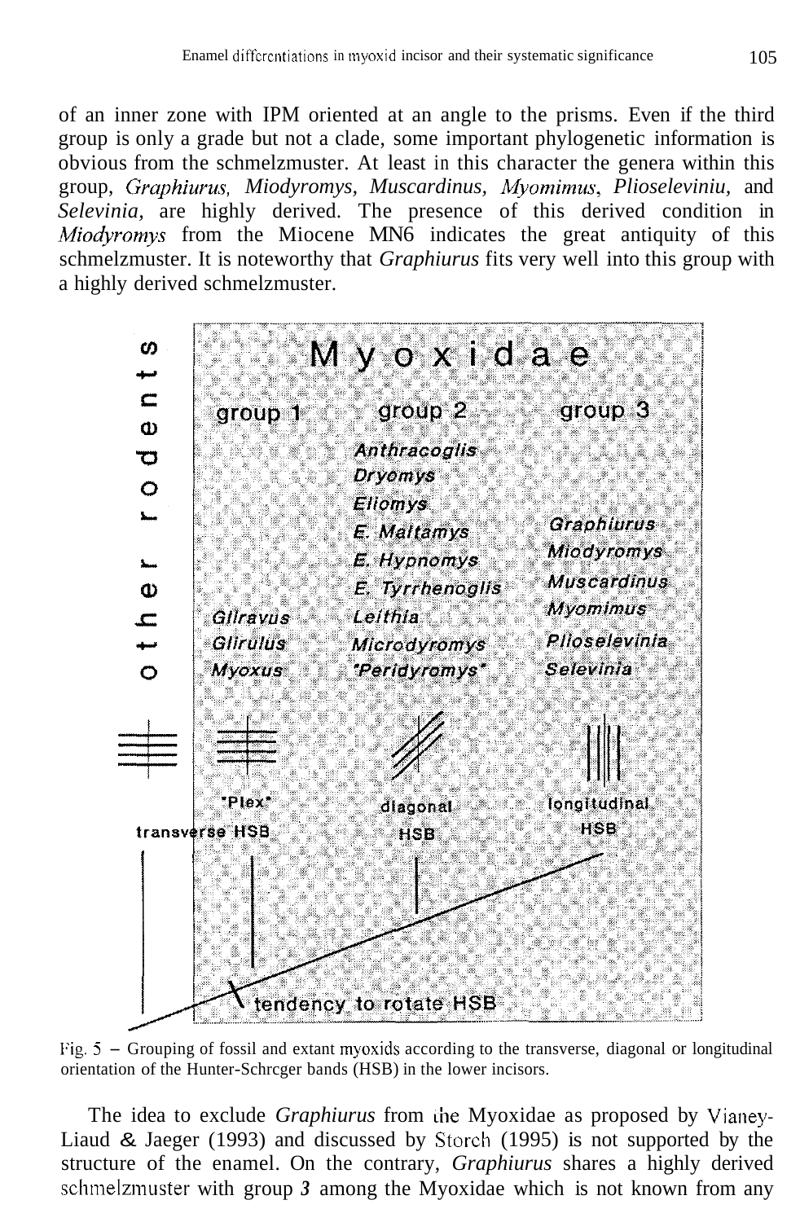of an inner zone with IPM oriented at an angle to the prisms. Even if the third group is only a grade but not a clade, some important phylogenetic information is obvious from the schmelzmuster. At least in this character the genera within this group, *Graphiurus, Miodyromys, Muscardinus, Myomimus, Plioseleviniu,* and *Selevinia,* are highly derived. The presence of this derived condition in *Miodyromys* from the Miocene MN6 indicates the great antiquity of this schmelzmuster. It is noteworthy that *Graphiurus* fits very well into this group with a highly derived schmelzmuster.

| other rodents | Myoxidae group 1 | Myoxidae group 2 | Myoxidae group 3 |
|---|---|---|---|
| | | *Anthracoglis* | |
| | | *Dryomys* | |
| | | *Eliomys* | |
| | | *E. Maltamys* | *Graphiurus* |
| | | *E. Hypnomys* | *Miodyromys* |
| | | *E. Tyrrhenoglis* | *Muscardinus* |
| | *Glirαvus* | *Leithia* | *Myomimus* |
| | *Glirulus* | *Microdyromys* | *Plioselevinia* |
| | *Myoxus* | *"Peridyromys"* | *Selevinia* |
| transverse HSB | "Plex" | diagonal HSB | longitudinal HSB |

tendency to rotate HSB

Fig. 5 – Grouping of fossil and extant myoxids according to the transverse, diagonal or longitudinal orientation of the Hunter-Schreger bands (HSB) in the lower incisors.

The idea to exclude *Graphiurus* from the Myoxidae as proposed by Vianey-Liaud & Jaeger (1993) and discussed by Storch (1995) is not supported by the structure of the enamel. On the contrary, *Graphiurus* shares a highly derived schmelzmuster with group **3** among the Myoxidae which is not known from any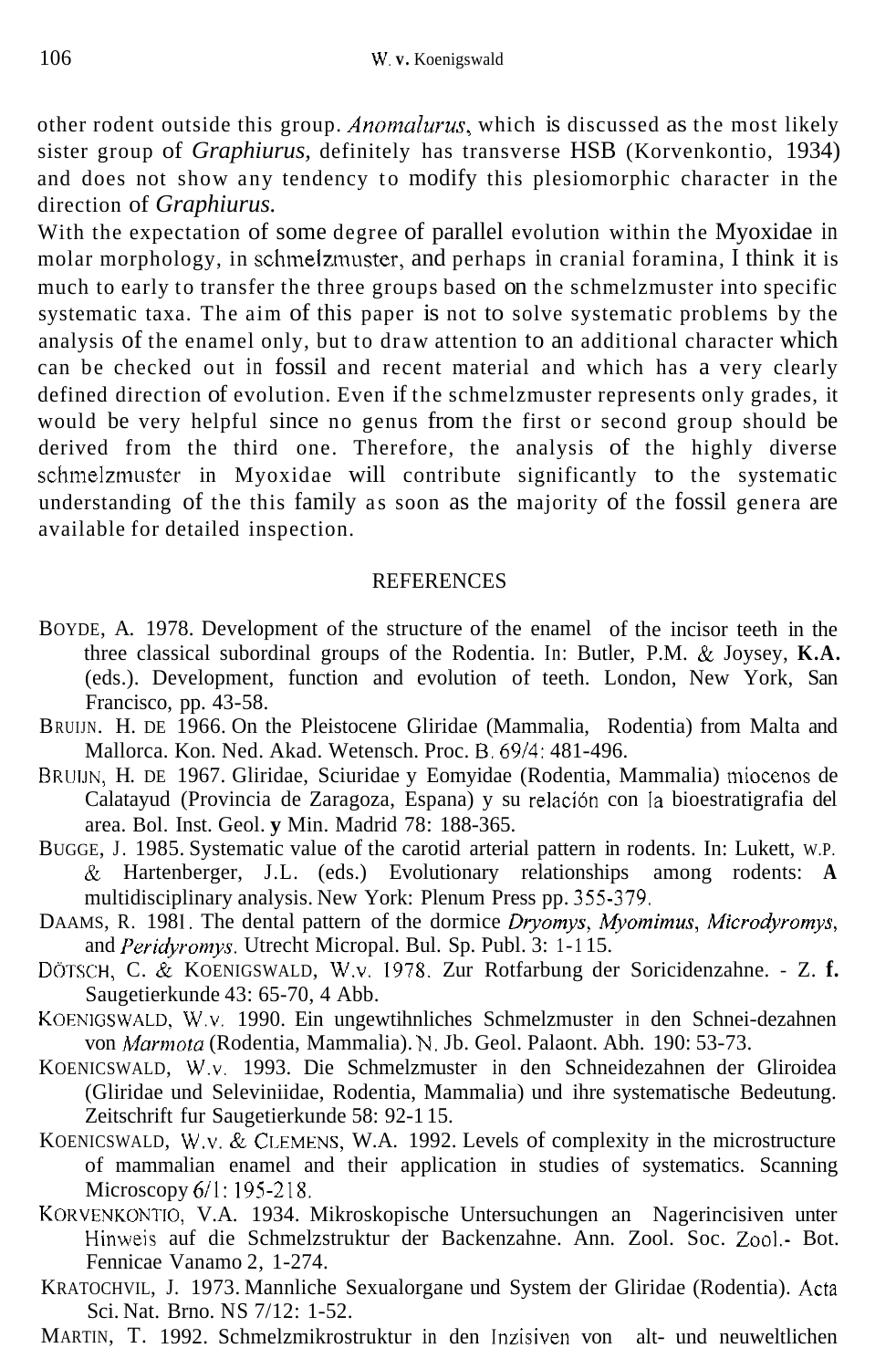other rodent outside this group. *Anomalurus*, which is discussed as the most likely sister group of *Graphiurus,* definitely has transverse HSB (Korvenkontio, 1934) and does not show any tendency to modify this plesiomorphic character in the direction of *Graphiurus.*

With the expectation of some degree of parallel evolution within the Myoxidae in molar morphology, in schmelzmuster, and perhaps in cranial foramina, I think it is much to early to transfer the three groups based on the schmelzmuster into specific systematic taxa. The aim of this paper is not to solve systematic problems by the analysis of the enamel only, but to draw attention to an additional character which can be checked out in fossil and recent material and which has a very clearly defined direction of evolution. Even if the schmelzmuster represents only grades, it would be very helpful since no genus from the first or second group should be derived from the third one. Therefore, the analysis of the highly diverse schmelzmuster in Myoxidae will contribute significantly to the systematic understanding of the this family as soon as the majority of the fossil genera are available for detailed inspection.

## REFERENCES

BOYDE, A. 1978. Development of the structure of the enamel of the incisor teeth in the three classical subordinal groups of the Rodentia. In: Butler, P.M. & Joysey, **K.A.** (eds.). Development, function and evolution of teeth. London, New York, San Francisco, pp. 43-58.

BRUIJN. H. DE 1966. On the Pleistocene Gliridae (Mammalia, Rodentia) from Malta and Mallorca. Kon. Ned. Akad. Wetensch. Proc. B. 69/4: 481-496.

BRUIJN, H. DE 1967. Gliridae, Sciuridae y Eomyidae (Rodentia, Mammalia) miocenos de Calatayud (Provincia de Zaragoza, Espana) y su relación con la bioestratigrafia del area. Bol. Inst. Geol. **y** Min. Madrid 78: 188-365.

BUGGE, J. 1985. Systematic value of the carotid arterial pattern in rodents. In: Lukett, W.P. & Hartenberger, J.L. (eds.) Evolutionary relationships among rodents: **A** multidisciplinary analysis. New York: Plenum Press pp. 355-379.

DAAMS, R. 1981. The dental pattern of the dormice *Dryomys*, *Myomimus*, *Microdyromys*, and *Peridyromys*. Utrecht Micropal. Bul. Sp. Publ. 3: 1-115.

DÖTSCH, C. & KOENIGSWALD, W.v. 1978. Zur Rotfarbung der Soricidenzahne. - Z. **f.** Saugetierkunde 43: 65-70, 4 Abb.

KOENIGSWALD, W.v. 1990. Ein ungewtihnliches Schmelzmuster in den Schnei-dezahnen von *Marmota* (Rodentia, Mammalia). N. Jb. Geol. Palaont. Abh. 190: 53-73.

KOENICSWALD, W.v. 1993. Die Schmelzmuster in den Schneidezahnen der Gliroidea (Gliridae und Seleviniidae, Rodentia, Mammalia) und ihre systematische Bedeutung. Zeitschrift fur Saugetierkunde 58: 92-115.

KOENICSWALD, W.v. & CLEMENS, W.A. 1992. Levels of complexity in the microstructure of mammalian enamel and their application in studies of systematics. Scanning Microscopy 6/1: 195-218.

KORVENKONTIO, V.A. 1934. Mikroskopische Untersuchungen an Nagerincisiven unter Hinweis auf die Schmelzstruktur der Backenzahne. Ann. Zool. Soc. Zool.- Bot. Fennicae Vanamo 2, 1-274.

KRATOCHVIL, J. 1973. Mannliche Sexualorgane und System der Gliridae (Rodentia). Acta Sci. Nat. Brno. NS 7/12: 1-52.

MARTIN, T. 1992. Schmelzmikrostruktur in den Inzisiven von alt- und neuweltlichen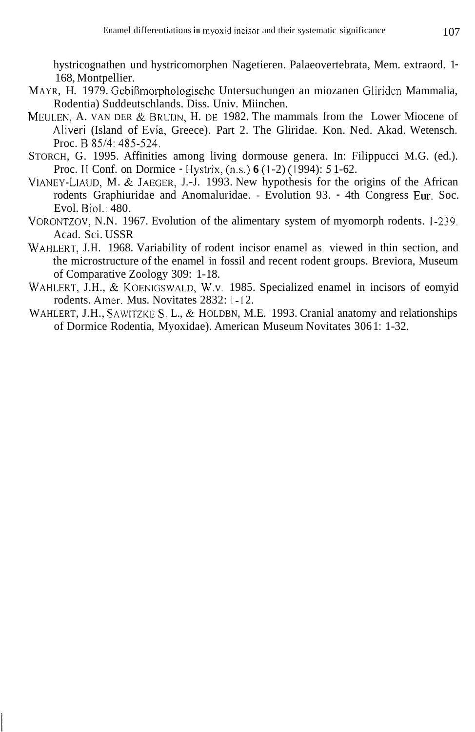hystricognathen und hystricomorphen Nagetieren. Palaeovertebrata, Mem. extraord. 1-168, Montpellier.

MAYR, H. 1979. Gebißmorphologische Untersuchungen an miozanen Gliriden Mammalia, Rodentia) Suddeutschlands. Diss. Univ. Miinchen.

MEULEN, A. VAN DER & BRUIJN, H. DE 1982. The mammals from the Lower Miocene of Aliveri (Island of Evia, Greece). Part 2. The Gliridae. Kon. Ned. Akad. Wetensch. Proc. B 85/4: 485-524.

STORCH, G. 1995. Affinities among living dormouse genera. In: Filippucci M.G. (ed.). Proc. II Conf. on Dormice - Hystrix, (n.s.) **6** (1-2) (1994): 51-62.

VIANEY-LIAUD, M. & JAEGER, J.-J. 1993. New hypothesis for the origins of the African rodents Graphiuridae and Anomaluridae. - Evolution 93. - 4th Congress Eur. Soc. Evol. Biol.: 480.

VORONTZOV, N.N. 1967. Evolution of the alimentary system of myomorph rodents. 1-239. Acad. Sci. USSR

WAHLERT, J.H. 1968. Variability of rodent incisor enamel as viewed in thin section, and the microstructure of the enamel in fossil and recent rodent groups. Breviora, Museum of Comparative Zoology 309: 1-18.

WAHLERT, J.H., & KOENIGSWALD, W.V. 1985. Specialized enamel in incisors of eomyid rodents. Amer. Mus. Novitates 2832: 1-12.

WAHLERT, J.H., SAWITZKE S. L., & HOLDBN, M.E. 1993. Cranial anatomy and relationships of Dormice Rodentia, Myoxidae). American Museum Novitates 3061: 1-32.